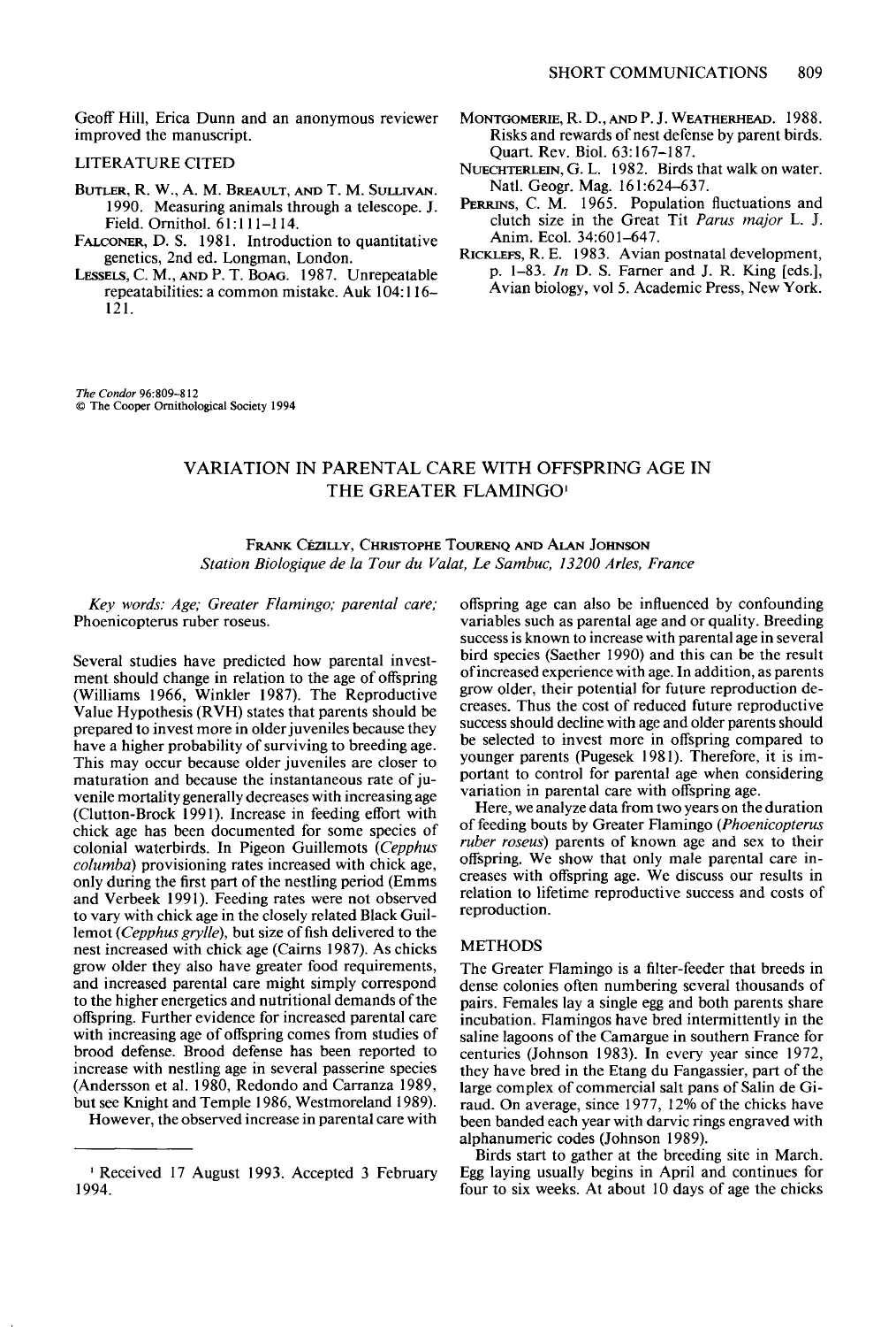Geoff Hill, Erica Dunn and an anonymous reviewer improved the manuscript.

LITERATURE CITED

BUTLER, R. W., A. M. BREAULT, AND T. M. SULLIVAN. 1990. Measuring animals through a telescope. J. Field. Ornithol. 61:111–114.

FALCONER, D. S. 1981. Introduction to quantitative genetics, 2nd ed. Longman, London.

LESSELS, C. M., AND P. T. BOAG. 1987. Unrepeatable repeatabilities: a common mistake. Auk 104:116–121.

MONTGOMERIE, R. D., AND P. J. WEATHERHEAD. 1988. Risks and rewards of nest defense by parent birds. Quart. Rev. Biol. 63:167–187.

NUECHTERLEIN, G. L. 1982. Birds that walk on water. Natl. Geogr. Mag. 161:624–637.

PERRINS, C. M. 1965. Population fluctuations and clutch size in the Great Tit *Parus major* L. J. Anim. Ecol. 34:601–647.

RICKLEFS, R. E. 1983. Avian postnatal development, p. 1–83. *In* D. S. Farner and J. R. King [eds.], Avian biology, vol 5. Academic Press, New York.

*The Condor* 96:809–812
© The Cooper Ornithological Society 1994

# VARIATION IN PARENTAL CARE WITH OFFSPRING AGE IN THE GREATER FLAMINGO[1]

FRANK CÉZILLY, CHRISTOPHE TOURENQ AND ALAN JOHNSON
*Station Biologique de la Tour du Valat, Le Sambuc, 13200 Arles, France*

*Key words:* Age; Greater Flamingo; parental care; Phoenicopterus ruber roseus.

Several studies have predicted how parental investment should change in relation to the age of offspring (Williams 1966, Winkler 1987). The Reproductive Value Hypothesis (RVH) states that parents should be prepared to invest more in older juveniles because they have a higher probability of surviving to breeding age. This may occur because older juveniles are closer to maturation and because the instantaneous rate of juvenile mortality generally decreases with increasing age (Clutton-Brock 1991). Increase in feeding effort with chick age has been documented for some species of colonial waterbirds. In Pigeon Guillemots (*Cepphus columba*) provisioning rates increased with chick age, only during the first part of the nestling period (Emms and Verbeek 1991). Feeding rates were not observed to vary with chick age in the closely related Black Guillemot (*Cepphus grylle*), but size of fish delivered to the nest increased with chick age (Cairns 1987). As chicks grow older they also have greater food requirements, and increased parental care might simply correspond to the higher energetics and nutritional demands of the offspring. Further evidence for increased parental care with increasing age of offspring comes from studies of brood defense. Brood defense has been reported to increase with nestling age in several passerine species (Andersson et al. 1980, Redondo and Carranza 1989, but see Knight and Temple 1986, Westmoreland 1989).

However, the observed increase in parental care with offspring age can also be influenced by confounding variables such as parental age and or quality. Breeding success is known to increase with parental age in several bird species (Saether 1990) and this can be the result of increased experience with age. In addition, as parents grow older, their potential for future reproduction decreases. Thus the cost of reduced future reproductive success should decline with age and older parents should be selected to invest more in offspring compared to younger parents (Pugesek 1981). Therefore, it is important to control for parental age when considering variation in parental care with offspring age.

Here, we analyze data from two years on the duration of feeding bouts by Greater Flamingo (*Phoenicopterus ruber roseus*) parents of known age and sex to their offspring. We show that only male parental care increases with offspring age. We discuss our results in relation to lifetime reproductive success and costs of reproduction.

## METHODS

The Greater Flamingo is a filter-feeder that breeds in dense colonies often numbering several thousands of pairs. Females lay a single egg and both parents share incubation. Flamingos have bred intermittently in the saline lagoons of the Camargue in southern France for centuries (Johnson 1983). In every year since 1972, they have bred in the Etang du Fangassier, part of the large complex of commercial salt pans of Salin de Giraud. On average, since 1977, 12% of the chicks have been banded each year with darvic rings engraved with alphanumeric codes (Johnson 1989).

Birds start to gather at the breeding site in March. Egg laying usually begins in April and continues for four to six weeks. At about 10 days of age the chicks

[1] Received 17 August 1993. Accepted 3 February 1994.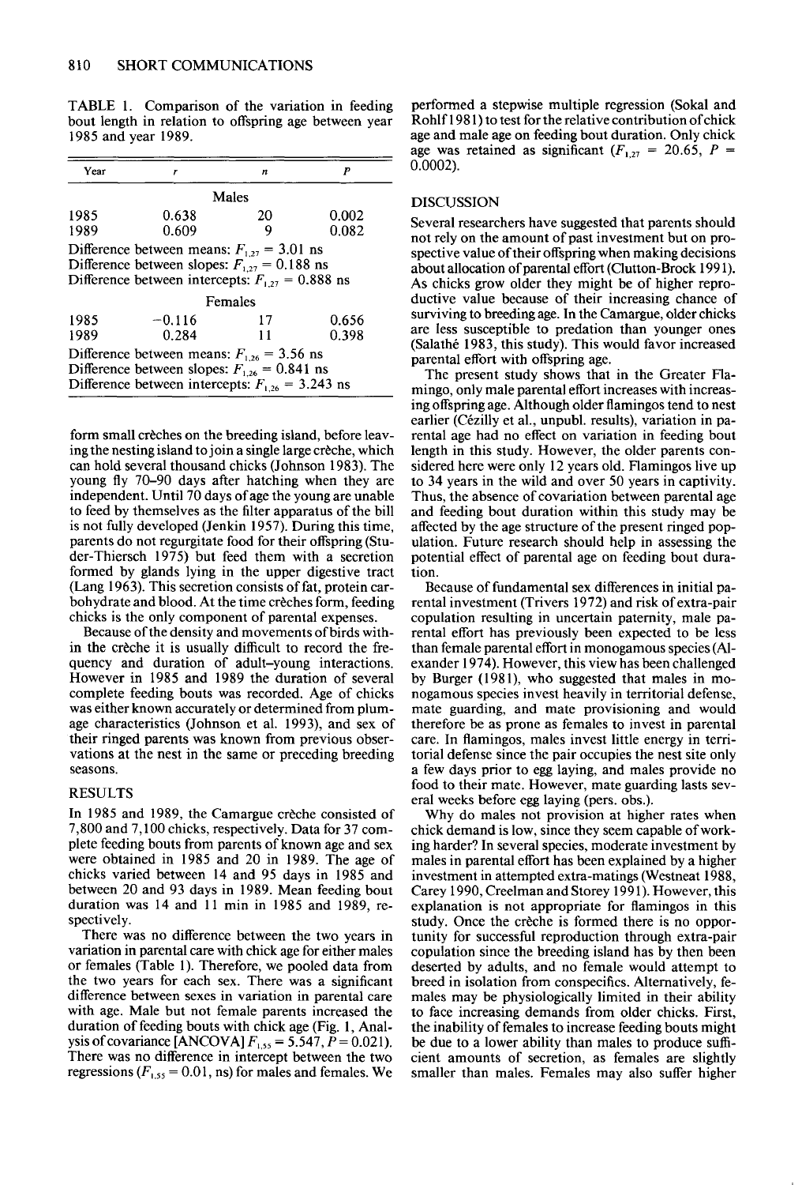TABLE 1. Comparison of the variation in feeding bout length in relation to offspring age between year 1985 and year 1989.

| Year | $r$ | $n$ | $P$ |
|---|---|---|---|
| | Males | | |
| 1985 | 0.638 | 20 | 0.002 |
| 1989 | 0.609 | 9 | 0.082 |
| Difference between means: $F_{1,27} = 3.01$ ns | | | |
| Difference between slopes: $F_{1,27} = 0.188$ ns | | | |
| Difference between intercepts: $F_{1,27} = 0.888$ ns | | | |
| | Females | | |
| 1985 | −0.116 | 17 | 0.656 |
| 1989 | 0.284 | 11 | 0.398 |
| Difference between means: $F_{1,26} = 3.56$ ns | | | |
| Difference between slopes: $F_{1,26} = 0.841$ ns | | | |
| Difference between intercepts: $F_{1,26} = 3.243$ ns | | | |

form small crèches on the breeding island, before leaving the nesting island to join a single large crèche, which can hold several thousand chicks (Johnson 1983). The young fly 70–90 days after hatching when they are independent. Until 70 days of age the young are unable to feed by themselves as the filter apparatus of the bill is not fully developed (Jenkin 1957). During this time, parents do not regurgitate food for their offspring (Studer-Thiersch 1975) but feed them with a secretion formed by glands lying in the upper digestive tract (Lang 1963). This secretion consists of fat, protein carbohydrate and blood. At the time crèches form, feeding chicks is the only component of parental expenses.

Because of the density and movements of birds within the crèche it is usually difficult to record the frequency and duration of adult–young interactions. However in 1985 and 1989 the duration of several complete feeding bouts was recorded. Age of chicks was either known accurately or determined from plumage characteristics (Johnson et al. 1993), and sex of their ringed parents was known from previous observations at the nest in the same or preceding breeding seasons.

## RESULTS

In 1985 and 1989, the Camargue crèche consisted of 7,800 and 7,100 chicks, respectively. Data for 37 complete feeding bouts from parents of known age and sex were obtained in 1985 and 20 in 1989. The age of chicks varied between 14 and 95 days in 1985 and between 20 and 93 days in 1989. Mean feeding bout duration was 14 and 11 min in 1985 and 1989, respectively.

There was no difference between the two years in variation in parental care with chick age for either males or females (Table 1). Therefore, we pooled data from the two years for each sex. There was a significant difference between sexes in variation in parental care with age. Male but not female parents increased the duration of feeding bouts with chick age (Fig. 1, Analysis of covariance [ANCOVA] $F_{1,55} = 5.547$, $P = 0.021$). There was no difference in intercept between the two regressions ($F_{1,55} = 0.01$, ns) for males and females. We performed a stepwise multiple regression (Sokal and Rohlf 1981) to test for the relative contribution of chick age and male age on feeding bout duration. Only chick age was retained as significant ($F_{1,27} = 20.65$, $P = 0.0002$).

## DISCUSSION

Several researchers have suggested that parents should not rely on the amount of past investment but on prospective value of their offspring when making decisions about allocation of parental effort (Clutton-Brock 1991). As chicks grow older they might be of higher reproductive value because of their increasing chance of surviving to breeding age. In the Camargue, older chicks are less susceptible to predation than younger ones (Salathé 1983, this study). This would favor increased parental effort with offspring age.

The present study shows that in the Greater Flamingo, only male parental effort increases with increasing offspring age. Although older flamingos tend to nest earlier (Cézilly et al., unpubl. results), variation in parental age had no effect on variation in feeding bout length in this study. However, the older parents considered here were only 12 years old. Flamingos live up to 34 years in the wild and over 50 years in captivity. Thus, the absence of covariation between parental age and feeding bout duration within this study may be affected by the age structure of the present ringed population. Future research should help in assessing the potential effect of parental age on feeding bout duration.

Because of fundamental sex differences in initial parental investment (Trivers 1972) and risk of extra-pair copulation resulting in uncertain paternity, male parental effort has previously been expected to be less than female parental effort in monogamous species (Alexander 1974). However, this view has been challenged by Burger (1981), who suggested that males in monogamous species invest heavily in territorial defense, mate guarding, and mate provisioning and would therefore be as prone as females to invest in parental care. In flamingos, males invest little energy in territorial defense since the pair occupies the nest site only a few days prior to egg laying, and males provide no food to their mate. However, mate guarding lasts several weeks before egg laying (pers. obs.).

Why do males not provision at higher rates when chick demand is low, since they seem capable of working harder? In several species, moderate investment by males in parental effort has been explained by a higher investment in attempted extra-matings (Westneat 1988, Carey 1990, Creelman and Storey 1991). However, this explanation is not appropriate for flamingos in this study. Once the crèche is formed there is no opportunity for successful reproduction through extra-pair copulation since the breeding island has by then been deserted by adults, and no female would attempt to breed in isolation from conspecifics. Alternatively, females may be physiologically limited in their ability to face increasing demands from older chicks. First, the inability of females to increase feeding bouts might be due to a lower ability than males to produce sufficient amounts of secretion, as females are slightly smaller than males. Females may also suffer higher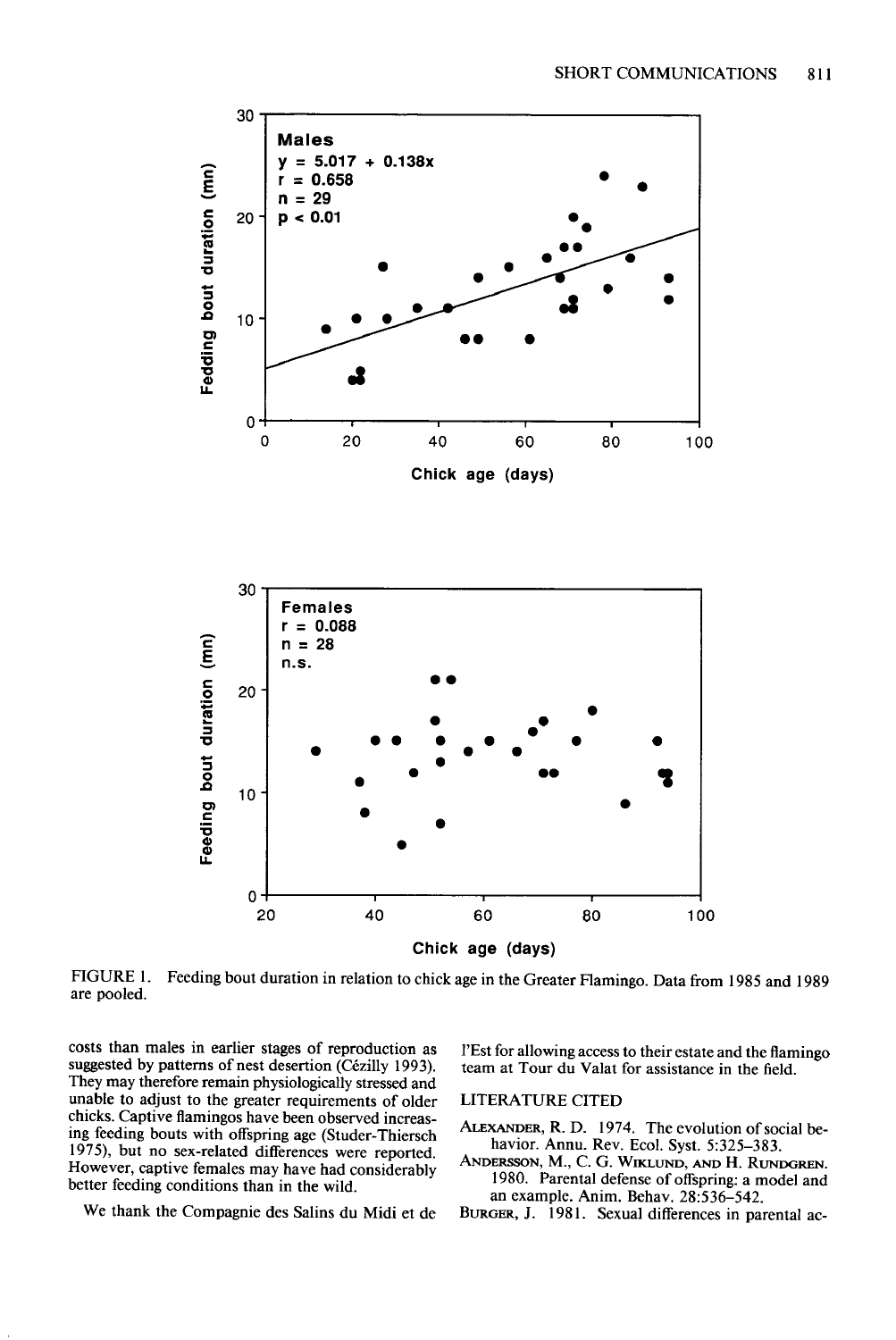Males

$y = 5.017 + 0.138x$

$r = 0.658$

$n = 29$

$p < 0.01$

Females

$r = 0.088$

$n = 28$

n.s.

FIGURE 1. Feeding bout duration in relation to chick age in the Greater Flamingo. Data from 1985 and 1989 are pooled.

costs than males in earlier stages of reproduction as suggested by patterns of nest desertion (Cézilly 1993). They may therefore remain physiologically stressed and unable to adjust to the greater requirements of older chicks. Captive flamingos have been observed increasing feeding bouts with offspring age (Studer-Thiersch 1975), but no sex-related differences were reported. However, captive females may have had considerably better feeding conditions than in the wild.

We thank the Compagnie des Salins du Midi et de l'Est for allowing access to their estate and the flamingo team at Tour du Valat for assistance in the field.

## LITERATURE CITED

ALEXANDER, R. D. 1974. The evolution of social behavior. Annu. Rev. Ecol. Syst. 5:325–383.

ANDERSSON, M., C. G. WIKLUND, AND H. RUNDGREN. 1980. Parental defense of offspring: a model and an example. Anim. Behav. 28:536–542.

BURGER, J. 1981. Sexual differences in parental ac-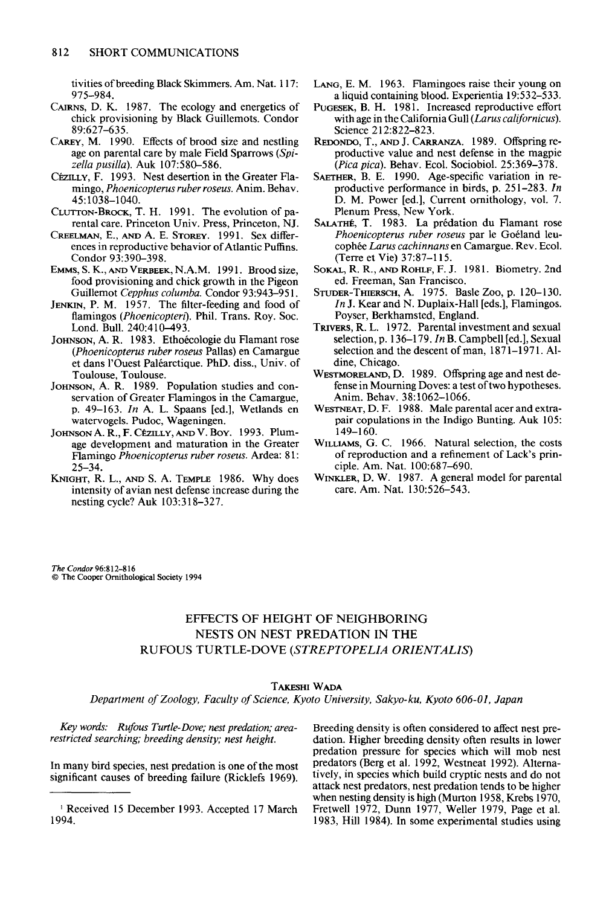tivities of breeding Black Skimmers. Am. Nat. 117: 975–984.

CAIRNS, D. K. 1987. The ecology and energetics of chick provisioning by Black Guillemots. Condor 89:627–635.

CAREY, M. 1990. Effects of brood size and nestling age on parental care by male Field Sparrows (*Spizella pusilla*). Auk 107:580–586.

CÉZILLY, F. 1993. Nest desertion in the Greater Flamingo, *Phoenicopterus ruber roseus*. Anim. Behav. 45:1038–1040.

CLUTTON-BROCK, T. H. 1991. The evolution of parental care. Princeton Univ. Press, Princeton, NJ.

CREELMAN, E., AND A. E. STOREY. 1991. Sex differences in reproductive behavior of Atlantic Puffins. Condor 93:390–398.

EMMS, S. K., AND VERBEEK, N.A.M. 1991. Brood size, food provisioning and chick growth in the Pigeon Guillemot *Cepphus columba*. Condor 93:943–951.

JENKIN, P. M. 1957. The filter-feeding and food of flamingos (*Phoenicopteri*). Phil. Trans. Roy. Soc. Lond. Bull. 240:410–493.

JOHNSON, A. R. 1983. Ethoécologie du Flamant rose (*Phoenicopterus ruber roseus* Pallas) en Camargue et dans l'Ouest Paléarctique. PhD. diss., Univ. of Toulouse, Toulouse.

JOHNSON, A. R. 1989. Population studies and conservation of Greater Flamingos in the Camargue, p. 49–163. *In* A. L. Spaans [ed.], Wetlands en watervogels. Pudoc, Wageningen.

JOHNSON A. R., F. CÉZILLY, AND V. BOY. 1993. Plumage development and maturation in the Greater Flamingo *Phoenicopterus ruber roseus*. Ardea: 81: 25–34.

KNIGHT, R. L., AND S. A. TEMPLE 1986. Why does intensity of avian nest defense increase during the nesting cycle? Auk 103:318–327.

LANG, E. M. 1963. Flamingoes raise their young on a liquid containing blood. Experientia 19:532–533.

PUGESEK, B. H. 1981. Increased reproductive effort with age in the California Gull (*Larus californicus*). Science 212:822–823.

REDONDO, T., AND J. CARRANZA. 1989. Offspring reproductive value and nest defense in the magpie (*Pica pica*). Behav. Ecol. Sociobiol. 25:369–378.

SAETHER, B. E. 1990. Age-specific variation in reproductive performance in birds, p. 251–283. *In* D. M. Power [ed.], Current ornithology, vol. 7. Plenum Press, New York.

SALATHÉ, T. 1983. La prédation du Flamant rose *Phoenicopterus ruber roseus* par le Goéland leucophée *Larus cachinnans* en Camargue. Rev. Ecol. (Terre et Vie) 37:87–115.

SOKAL, R. R., AND ROHLF, F. J. 1981. Biometry. 2nd ed. Freeman, San Francisco.

STUDER-THIERSCH, A. 1975. Basle Zoo, p. 120–130. *In* J. Kear and N. Duplaix-Hall [eds.], Flamingos. Poyser, Berkhamsted, England.

TRIVERS, R. L. 1972. Parental investment and sexual selection, p. 136–179. *In* B. Campbell [ed.], Sexual selection and the descent of man, 1871–1971. Aldine, Chicago.

WESTMORELAND, D. 1989. Offspring age and nest defense in Mourning Doves: a test of two hypotheses. Anim. Behav. 38:1062–1066.

WESTNEAT, D. F. 1988. Male parental acer and extrapair copulations in the Indigo Bunting. Auk 105: 149–160.

WILLIAMS, G. C. 1966. Natural selection, the costs of reproduction and a refinement of Lack's principle. Am. Nat. 100:687–690.

WINKLER, D. W. 1987. A general model for parental care. Am. Nat. 130:526–543.

*The Condor* 96:812–816
© The Cooper Ornithological Society 1994

# EFFECTS OF HEIGHT OF NEIGHBORING NESTS ON NEST PREDATION IN THE RUFOUS TURTLE-DOVE (*STREPTOPELIA ORIENTALIS*)[1]

TAKESHI WADA

*Department of Zoology, Faculty of Science, Kyoto University, Sakyo-ku, Kyoto 606-01, Japan*

*Key words: Rufous Turtle-Dove; nest predation; area-restricted searching; breeding density; nest height.*

In many bird species, nest predation is one of the most significant causes of breeding failure (Ricklefs 1969). Breeding density is often considered to affect nest predation. Higher breeding density often results in lower predation pressure for species which will mob nest predators (Berg et al. 1992, Westneat 1992). Alternatively, in species which build cryptic nests and do not attack nest predators, nest predation tends to be higher when nesting density is high (Murton 1958, Krebs 1970, Fretwell 1972, Dunn 1977, Weller 1979, Page et al. 1983, Hill 1984). In some experimental studies using

[1] Received 15 December 1993. Accepted 17 March 1994.